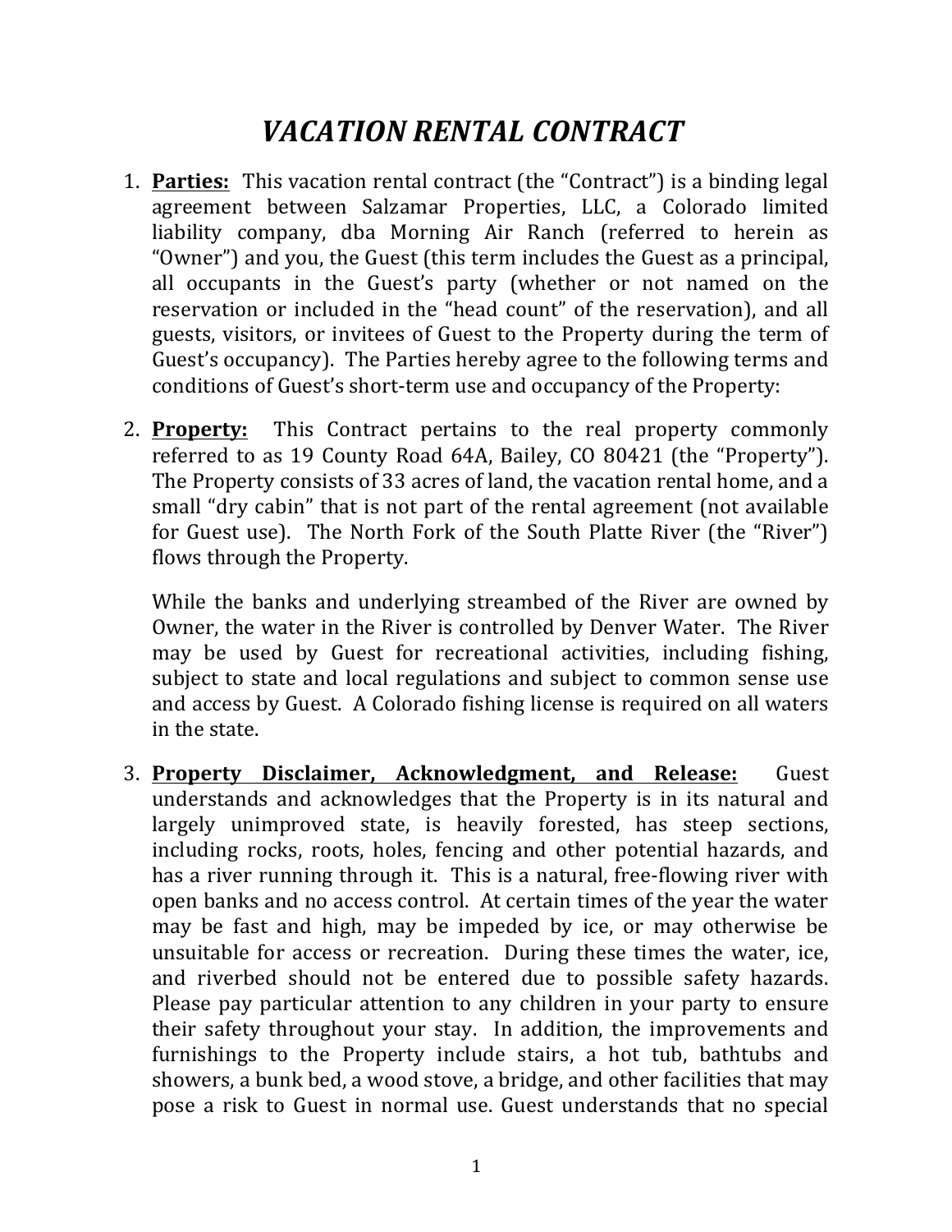# *VACATION RENTAL CONTRACT*

1. **Parties:** This vacation rental contract (the "Contract") is a binding legal agreement between Salzamar Properties, LLC, a Colorado limited liability company, dba Morning Air Ranch (referred to herein as "Owner") and you, the Guest (this term includes the Guest as a principal, all occupants in the Guest's party (whether or not named on the reservation or included in the "head count" of the reservation), and all guests, visitors, or invitees of Guest to the Property during the term of Guest's occupancy). The Parties hereby agree to the following terms and conditions of Guest's short-term use and occupancy of the Property:

2. **Property:** This Contract pertains to the real property commonly referred to as 19 County Road 64A, Bailey, CO 80421 (the "Property"). The Property consists of 33 acres of land, the vacation rental home, and a small "dry cabin" that is not part of the rental agreement (not available for Guest use). The North Fork of the South Platte River (the "River") flows through the Property.

   While the banks and underlying streambed of the River are owned by Owner, the water in the River is controlled by Denver Water. The River may be used by Guest for recreational activities, including fishing, subject to state and local regulations and subject to common sense use and access by Guest. A Colorado fishing license is required on all waters in the state.

3. **Property Disclaimer, Acknowledgment, and Release:** Guest understands and acknowledges that the Property is in its natural and largely unimproved state, is heavily forested, has steep sections, including rocks, roots, holes, fencing and other potential hazards, and has a river running through it. This is a natural, free-flowing river with open banks and no access control. At certain times of the year the water may be fast and high, may be impeded by ice, or may otherwise be unsuitable for access or recreation. During these times the water, ice, and riverbed should not be entered due to possible safety hazards. Please pay particular attention to any children in your party to ensure their safety throughout your stay. In addition, the improvements and furnishings to the Property include stairs, a hot tub, bathtubs and showers, a bunk bed, a wood stove, a bridge, and other facilities that may pose a risk to Guest in normal use. Guest understands that no special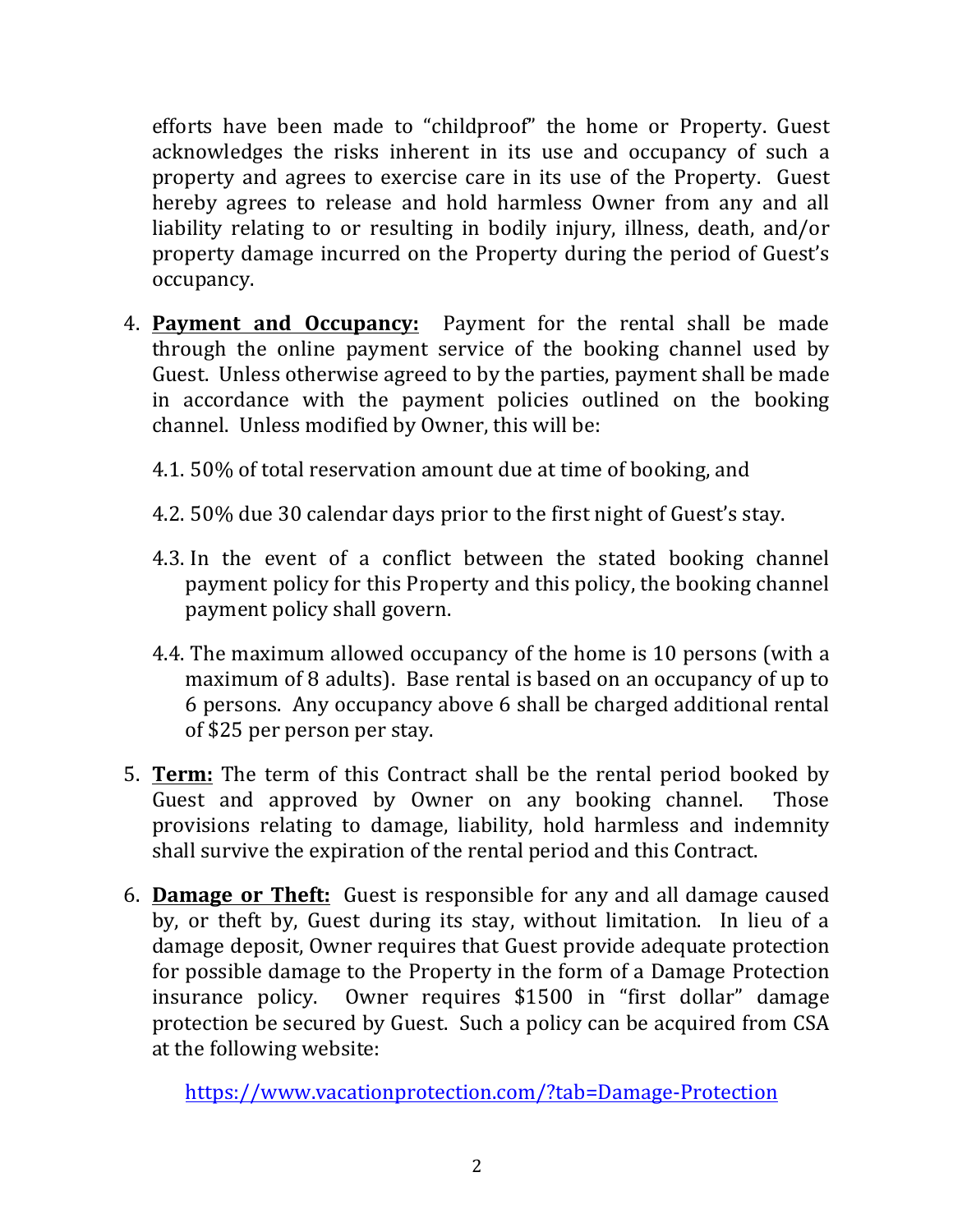efforts have been made to "childproof" the home or Property. Guest acknowledges the risks inherent in its use and occupancy of such a property and agrees to exercise care in its use of the Property. Guest hereby agrees to release and hold harmless Owner from any and all liability relating to or resulting in bodily injury, illness, death, and/or property damage incurred on the Property during the period of Guest's occupancy.

4. **Payment and Occupancy:** Payment for the rental shall be made through the online payment service of the booking channel used by Guest. Unless otherwise agreed to by the parties, payment shall be made in accordance with the payment policies outlined on the booking channel. Unless modified by Owner, this will be:

   4.1. 50% of total reservation amount due at time of booking, and

   4.2. 50% due 30 calendar days prior to the first night of Guest's stay.

   4.3. In the event of a conflict between the stated booking channel payment policy for this Property and this policy, the booking channel payment policy shall govern.

   4.4. The maximum allowed occupancy of the home is 10 persons (with a maximum of 8 adults). Base rental is based on an occupancy of up to 6 persons. Any occupancy above 6 shall be charged additional rental of $25 per person per stay.

5. **Term:** The term of this Contract shall be the rental period booked by Guest and approved by Owner on any booking channel. Those provisions relating to damage, liability, hold harmless and indemnity shall survive the expiration of the rental period and this Contract.

6. **Damage or Theft:** Guest is responsible for any and all damage caused by, or theft by, Guest during its stay, without limitation. In lieu of a damage deposit, Owner requires that Guest provide adequate protection for possible damage to the Property in the form of a Damage Protection insurance policy. Owner requires $1500 in "first dollar" damage protection be secured by Guest. Such a policy can be acquired from CSA at the following website:

   https://www.vacationprotection.com/?tab=Damage-Protection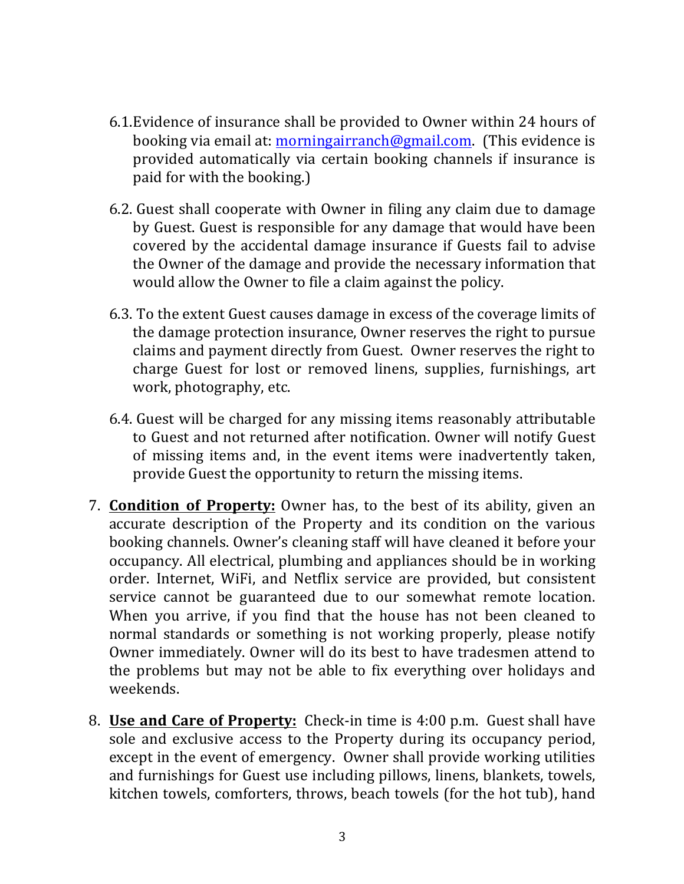6.1. Evidence of insurance shall be provided to Owner within 24 hours of booking via email at: morningairranch@gmail.com. (This evidence is provided automatically via certain booking channels if insurance is paid for with the booking.)

6.2. Guest shall cooperate with Owner in filing any claim due to damage by Guest. Guest is responsible for any damage that would have been covered by the accidental damage insurance if Guests fail to advise the Owner of the damage and provide the necessary information that would allow the Owner to file a claim against the policy.

6.3. To the extent Guest causes damage in excess of the coverage limits of the damage protection insurance, Owner reserves the right to pursue claims and payment directly from Guest. Owner reserves the right to charge Guest for lost or removed linens, supplies, furnishings, art work, photography, etc.

6.4. Guest will be charged for any missing items reasonably attributable to Guest and not returned after notification. Owner will notify Guest of missing items and, in the event items were inadvertently taken, provide Guest the opportunity to return the missing items.

7. **Condition of Property:** Owner has, to the best of its ability, given an accurate description of the Property and its condition on the various booking channels. Owner's cleaning staff will have cleaned it before your occupancy. All electrical, plumbing and appliances should be in working order. Internet, WiFi, and Netflix service are provided, but consistent service cannot be guaranteed due to our somewhat remote location. When you arrive, if you find that the house has not been cleaned to normal standards or something is not working properly, please notify Owner immediately. Owner will do its best to have tradesmen attend to the problems but may not be able to fix everything over holidays and weekends.

8. **Use and Care of Property:** Check-in time is 4:00 p.m. Guest shall have sole and exclusive access to the Property during its occupancy period, except in the event of emergency. Owner shall provide working utilities and furnishings for Guest use including pillows, linens, blankets, towels, kitchen towels, comforters, throws, beach towels (for the hot tub), hand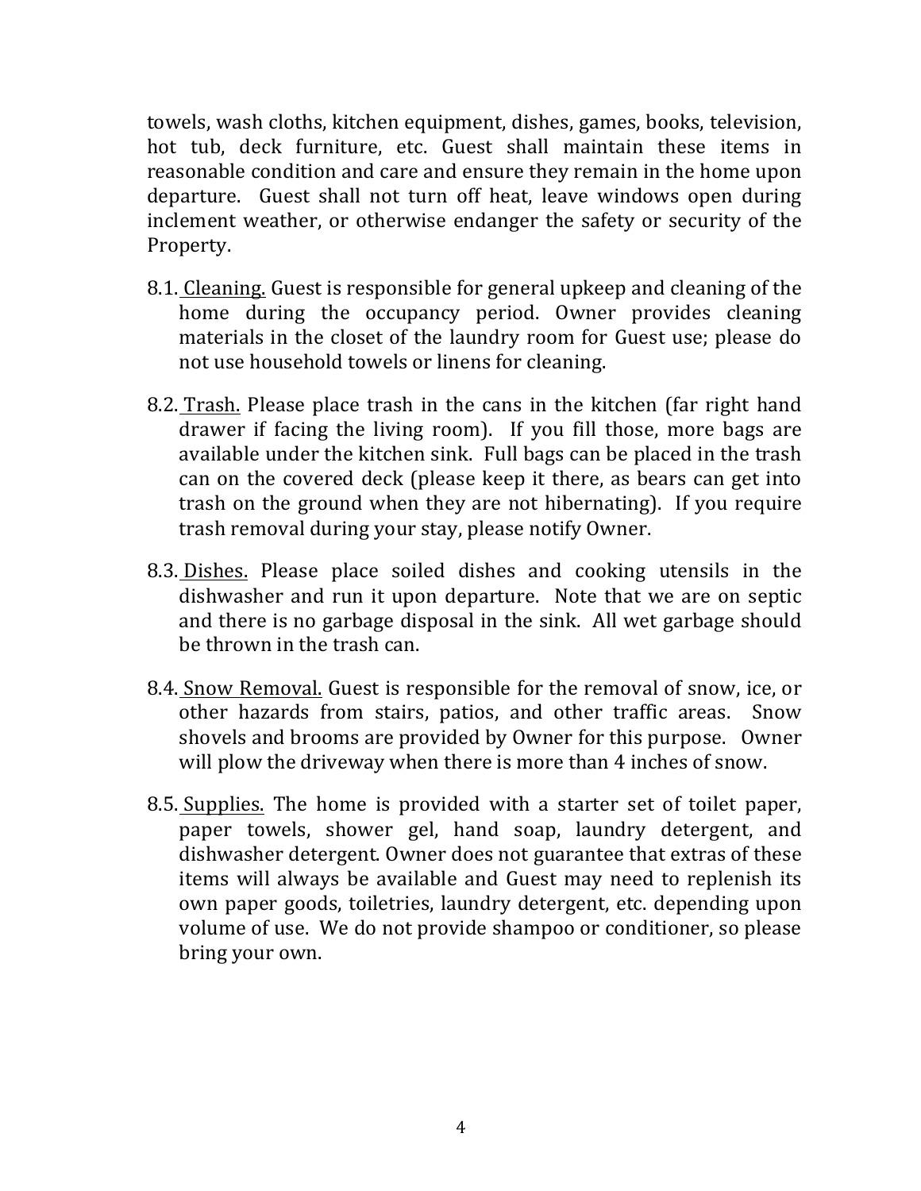towels, wash cloths, kitchen equipment, dishes, games, books, television, hot tub, deck furniture, etc. Guest shall maintain these items in reasonable condition and care and ensure they remain in the home upon departure. Guest shall not turn off heat, leave windows open during inclement weather, or otherwise endanger the safety or security of the Property.

8.1. <u>Cleaning.</u> Guest is responsible for general upkeep and cleaning of the home during the occupancy period. Owner provides cleaning materials in the closet of the laundry room for Guest use; please do not use household towels or linens for cleaning.

8.2. <u>Trash.</u> Please place trash in the cans in the kitchen (far right hand drawer if facing the living room). If you fill those, more bags are available under the kitchen sink. Full bags can be placed in the trash can on the covered deck (please keep it there, as bears can get into trash on the ground when they are not hibernating). If you require trash removal during your stay, please notify Owner.

8.3. <u>Dishes.</u> Please place soiled dishes and cooking utensils in the dishwasher and run it upon departure. Note that we are on septic and there is no garbage disposal in the sink. All wet garbage should be thrown in the trash can.

8.4. <u>Snow Removal.</u> Guest is responsible for the removal of snow, ice, or other hazards from stairs, patios, and other traffic areas. Snow shovels and brooms are provided by Owner for this purpose. Owner will plow the driveway when there is more than 4 inches of snow.

8.5. <u>Supplies.</u> The home is provided with a starter set of toilet paper, paper towels, shower gel, hand soap, laundry detergent, and dishwasher detergent. Owner does not guarantee that extras of these items will always be available and Guest may need to replenish its own paper goods, toiletries, laundry detergent, etc. depending upon volume of use. We do not provide shampoo or conditioner, so please bring your own.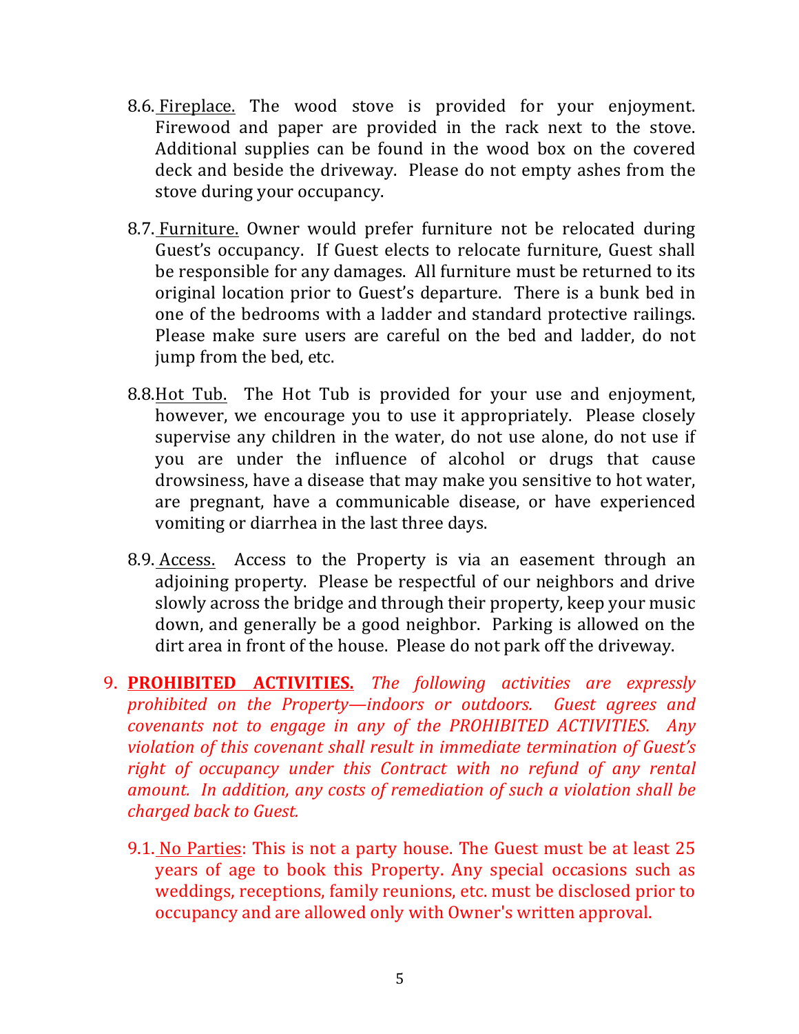8.6. Fireplace. The wood stove is provided for your enjoyment. Firewood and paper are provided in the rack next to the stove. Additional supplies can be found in the wood box on the covered deck and beside the driveway. Please do not empty ashes from the stove during your occupancy.

8.7. Furniture. Owner would prefer furniture not be relocated during Guest's occupancy. If Guest elects to relocate furniture, Guest shall be responsible for any damages. All furniture must be returned to its original location prior to Guest's departure. There is a bunk bed in one of the bedrooms with a ladder and standard protective railings. Please make sure users are careful on the bed and ladder, do not jump from the bed, etc.

8.8. Hot Tub. The Hot Tub is provided for your use and enjoyment, however, we encourage you to use it appropriately. Please closely supervise any children in the water, do not use alone, do not use if you are under the influence of alcohol or drugs that cause drowsiness, have a disease that may make you sensitive to hot water, are pregnant, have a communicable disease, or have experienced vomiting or diarrhea in the last three days.

8.9. Access. Access to the Property is via an easement through an adjoining property. Please be respectful of our neighbors and drive slowly across the bridge and through their property, keep your music down, and generally be a good neighbor. Parking is allowed on the dirt area in front of the house. Please do not park off the driveway.

9. **PROHIBITED ACTIVITIES.** *The following activities are expressly prohibited on the Property—indoors or outdoors. Guest agrees and covenants not to engage in any of the PROHIBITED ACTIVITIES. Any violation of this covenant shall result in immediate termination of Guest's right of occupancy under this Contract with no refund of any rental amount. In addition, any costs of remediation of such a violation shall be charged back to Guest.*

9.1. No Parties: This is not a party house. The Guest must be at least 25 years of age to book this Property. Any special occasions such as weddings, receptions, family reunions, etc. must be disclosed prior to occupancy and are allowed only with Owner's written approval.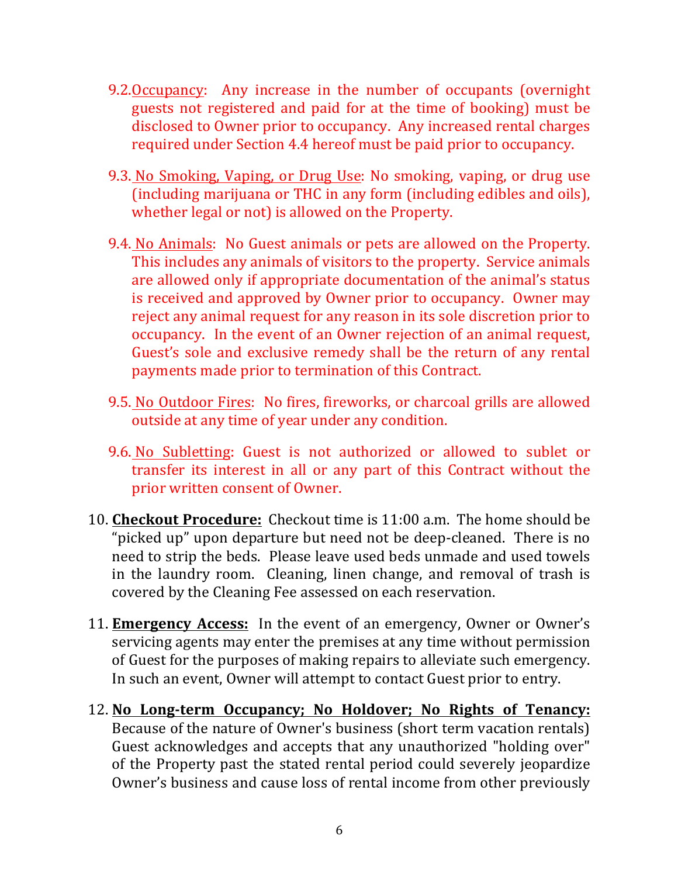9.2. Occupancy: Any increase in the number of occupants (overnight guests not registered and paid for at the time of booking) must be disclosed to Owner prior to occupancy. Any increased rental charges required under Section 4.4 hereof must be paid prior to occupancy.

9.3. No Smoking, Vaping, or Drug Use: No smoking, vaping, or drug use (including marijuana or THC in any form (including edibles and oils), whether legal or not) is allowed on the Property.

9.4. No Animals: No Guest animals or pets are allowed on the Property. This includes any animals of visitors to the property. Service animals are allowed only if appropriate documentation of the animal's status is received and approved by Owner prior to occupancy. Owner may reject any animal request for any reason in its sole discretion prior to occupancy. In the event of an Owner rejection of an animal request, Guest's sole and exclusive remedy shall be the return of any rental payments made prior to termination of this Contract.

9.5. No Outdoor Fires: No fires, fireworks, or charcoal grills are allowed outside at any time of year under any condition.

9.6. No Subletting: Guest is not authorized or allowed to sublet or transfer its interest in all or any part of this Contract without the prior written consent of Owner.

10. **Checkout Procedure:** Checkout time is 11:00 a.m. The home should be "picked up" upon departure but need not be deep-cleaned. There is no need to strip the beds. Please leave used beds unmade and used towels in the laundry room. Cleaning, linen change, and removal of trash is covered by the Cleaning Fee assessed on each reservation.

11. **Emergency Access:** In the event of an emergency, Owner or Owner's servicing agents may enter the premises at any time without permission of Guest for the purposes of making repairs to alleviate such emergency. In such an event, Owner will attempt to contact Guest prior to entry.

12. **No Long-term Occupancy; No Holdover; No Rights of Tenancy:** Because of the nature of Owner's business (short term vacation rentals) Guest acknowledges and accepts that any unauthorized "holding over" of the Property past the stated rental period could severely jeopardize Owner's business and cause loss of rental income from other previously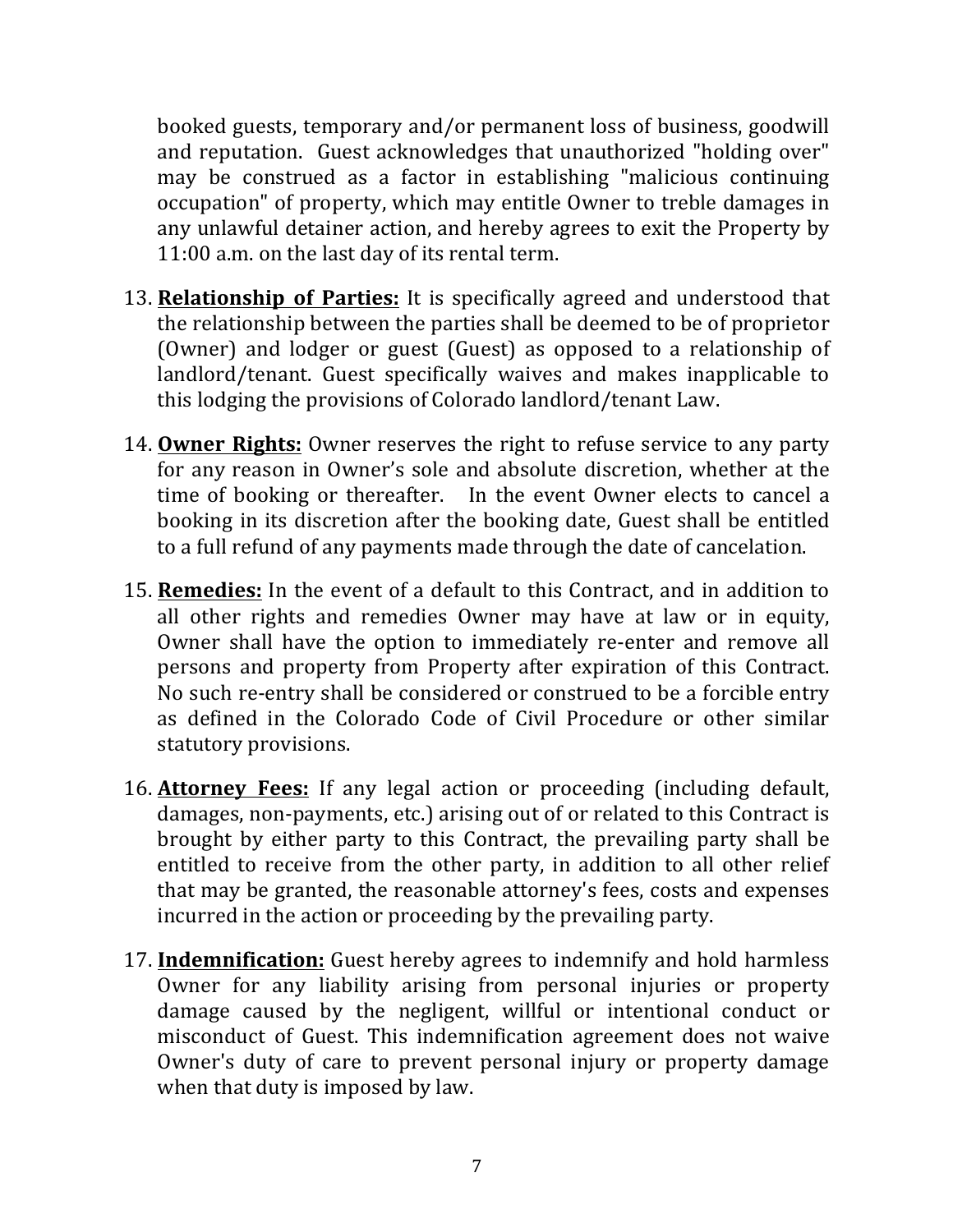booked guests, temporary and/or permanent loss of business, goodwill and reputation. Guest acknowledges that unauthorized "holding over" may be construed as a factor in establishing "malicious continuing occupation" of property, which may entitle Owner to treble damages in any unlawful detainer action, and hereby agrees to exit the Property by 11:00 a.m. on the last day of its rental term.

13. **Relationship of Parties:** It is specifically agreed and understood that the relationship between the parties shall be deemed to be of proprietor (Owner) and lodger or guest (Guest) as opposed to a relationship of landlord/tenant. Guest specifically waives and makes inapplicable to this lodging the provisions of Colorado landlord/tenant Law.

14. **Owner Rights:** Owner reserves the right to refuse service to any party for any reason in Owner's sole and absolute discretion, whether at the time of booking or thereafter. In the event Owner elects to cancel a booking in its discretion after the booking date, Guest shall be entitled to a full refund of any payments made through the date of cancelation.

15. **Remedies:** In the event of a default to this Contract, and in addition to all other rights and remedies Owner may have at law or in equity, Owner shall have the option to immediately re-enter and remove all persons and property from Property after expiration of this Contract. No such re-entry shall be considered or construed to be a forcible entry as defined in the Colorado Code of Civil Procedure or other similar statutory provisions.

16. **Attorney Fees:** If any legal action or proceeding (including default, damages, non-payments, etc.) arising out of or related to this Contract is brought by either party to this Contract, the prevailing party shall be entitled to receive from the other party, in addition to all other relief that may be granted, the reasonable attorney's fees, costs and expenses incurred in the action or proceeding by the prevailing party.

17. **Indemnification:** Guest hereby agrees to indemnify and hold harmless Owner for any liability arising from personal injuries or property damage caused by the negligent, willful or intentional conduct or misconduct of Guest. This indemnification agreement does not waive Owner's duty of care to prevent personal injury or property damage when that duty is imposed by law.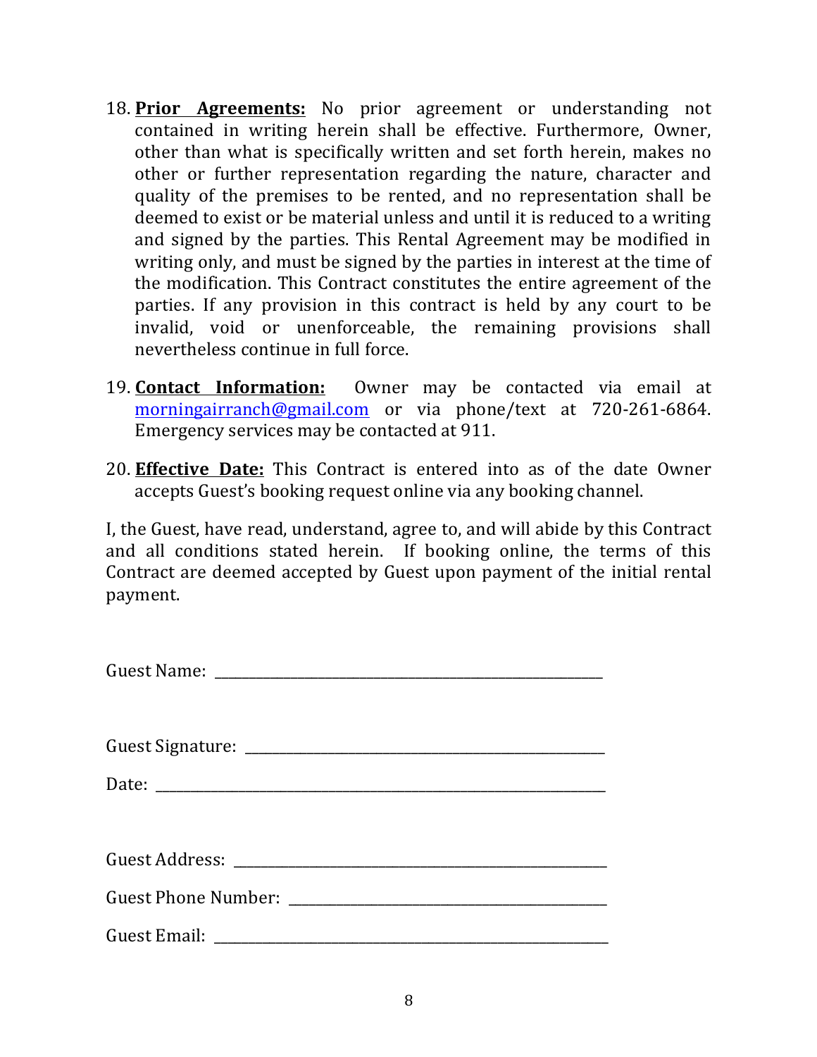18. **Prior Agreements:** No prior agreement or understanding not contained in writing herein shall be effective. Furthermore, Owner, other than what is specifically written and set forth herein, makes no other or further representation regarding the nature, character and quality of the premises to be rented, and no representation shall be deemed to exist or be material unless and until it is reduced to a writing and signed by the parties. This Rental Agreement may be modified in writing only, and must be signed by the parties in interest at the time of the modification. This Contract constitutes the entire agreement of the parties. If any provision in this contract is held by any court to be invalid, void or unenforceable, the remaining provisions shall nevertheless continue in full force.

19. **Contact Information:** Owner may be contacted via email at morningairranch@gmail.com or via phone/text at 720-261-6864. Emergency services may be contacted at 911.

20. **Effective Date:** This Contract is entered into as of the date Owner accepts Guest's booking request online via any booking channel.

I, the Guest, have read, understand, agree to, and will abide by this Contract and all conditions stated herein. If booking online, the terms of this Contract are deemed accepted by Guest upon payment of the initial rental payment.

Guest Name: ______________________________________________

Guest Signature: __________________________________________

Date: ____________________________________________________

Guest Address: ___________________________________________

Guest Phone Number: ______________________________________

Guest Email: ______________________________________________